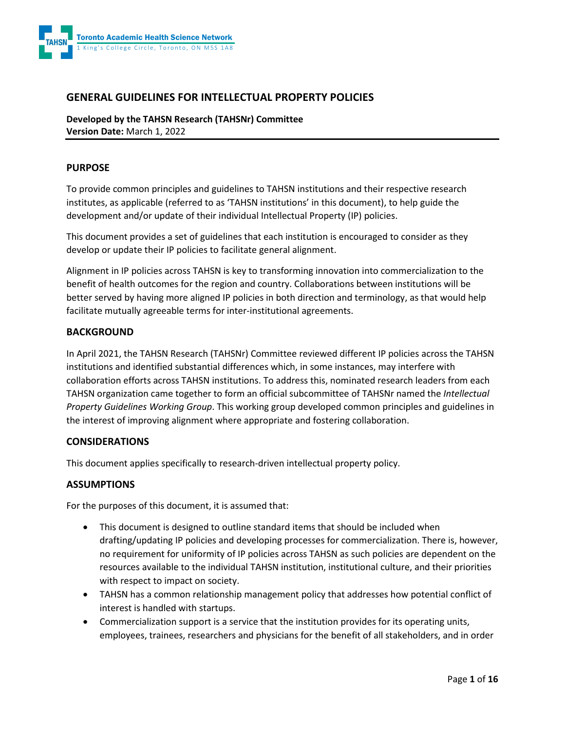Toronto Academic Health Science Network
1 King's College Circle, Toronto, ON M5S 1A8

# GENERAL GUIDELINES FOR INTELLECTUAL PROPERTY POLICIES

**Developed by the TAHSN Research (TAHSNr) Committee**
**Version Date:** March 1, 2022

## PURPOSE

To provide common principles and guidelines to TAHSN institutions and their respective research institutes, as applicable (referred to as 'TAHSN institutions' in this document), to help guide the development and/or update of their individual Intellectual Property (IP) policies.

This document provides a set of guidelines that each institution is encouraged to consider as they develop or update their IP policies to facilitate general alignment.

Alignment in IP policies across TAHSN is key to transforming innovation into commercialization to the benefit of health outcomes for the region and country. Collaborations between institutions will be better served by having more aligned IP policies in both direction and terminology, as that would help facilitate mutually agreeable terms for inter-institutional agreements.

## BACKGROUND

In April 2021, the TAHSN Research (TAHSNr) Committee reviewed different IP policies across the TAHSN institutions and identified substantial differences which, in some instances, may interfere with collaboration efforts across TAHSN institutions. To address this, nominated research leaders from each TAHSN organization came together to form an official subcommittee of TAHSNr named the *Intellectual Property Guidelines Working Group*. This working group developed common principles and guidelines in the interest of improving alignment where appropriate and fostering collaboration.

## CONSIDERATIONS

This document applies specifically to research-driven intellectual property policy.

## ASSUMPTIONS

For the purposes of this document, it is assumed that:

- This document is designed to outline standard items that should be included when drafting/updating IP policies and developing processes for commercialization. There is, however, no requirement for uniformity of IP policies across TAHSN as such policies are dependent on the resources available to the individual TAHSN institution, institutional culture, and their priorities with respect to impact on society.
- TAHSN has a common relationship management policy that addresses how potential conflict of interest is handled with startups.
- Commercialization support is a service that the institution provides for its operating units, employees, trainees, researchers and physicians for the benefit of all stakeholders, and in order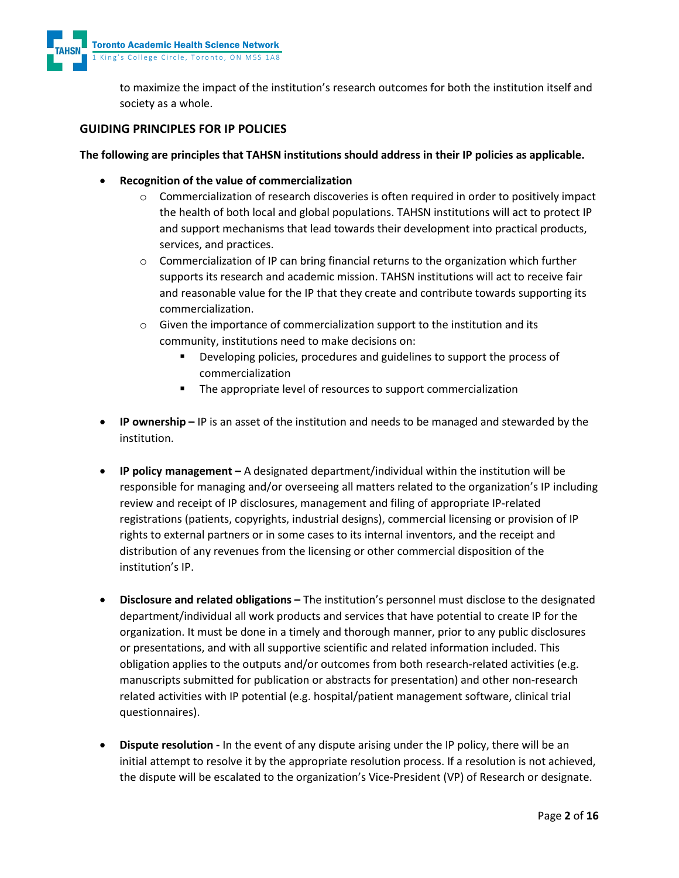to maximize the impact of the institution's research outcomes for both the institution itself and society as a whole.

## GUIDING PRINCIPLES FOR IP POLICIES

**The following are principles that TAHSN institutions should address in their IP policies as applicable.**

- **Recognition of the value of commercialization**
  - Commercialization of research discoveries is often required in order to positively impact the health of both local and global populations. TAHSN institutions will act to protect IP and support mechanisms that lead towards their development into practical products, services, and practices.
  - Commercialization of IP can bring financial returns to the organization which further supports its research and academic mission. TAHSN institutions will act to receive fair and reasonable value for the IP that they create and contribute towards supporting its commercialization.
  - Given the importance of commercialization support to the institution and its community, institutions need to make decisions on:
    - Developing policies, procedures and guidelines to support the process of commercialization
    - The appropriate level of resources to support commercialization

- **IP ownership –** IP is an asset of the institution and needs to be managed and stewarded by the institution.

- **IP policy management –** A designated department/individual within the institution will be responsible for managing and/or overseeing all matters related to the organization's IP including review and receipt of IP disclosures, management and filing of appropriate IP-related registrations (patients, copyrights, industrial designs), commercial licensing or provision of IP rights to external partners or in some cases to its internal inventors, and the receipt and distribution of any revenues from the licensing or other commercial disposition of the institution's IP.

- **Disclosure and related obligations –** The institution's personnel must disclose to the designated department/individual all work products and services that have potential to create IP for the organization. It must be done in a timely and thorough manner, prior to any public disclosures or presentations, and with all supportive scientific and related information included. This obligation applies to the outputs and/or outcomes from both research-related activities (e.g. manuscripts submitted for publication or abstracts for presentation) and other non-research related activities with IP potential (e.g. hospital/patient management software, clinical trial questionnaires).

- **Dispute resolution -** In the event of any dispute arising under the IP policy, there will be an initial attempt to resolve it by the appropriate resolution process. If a resolution is not achieved, the dispute will be escalated to the organization's Vice-President (VP) of Research or designate.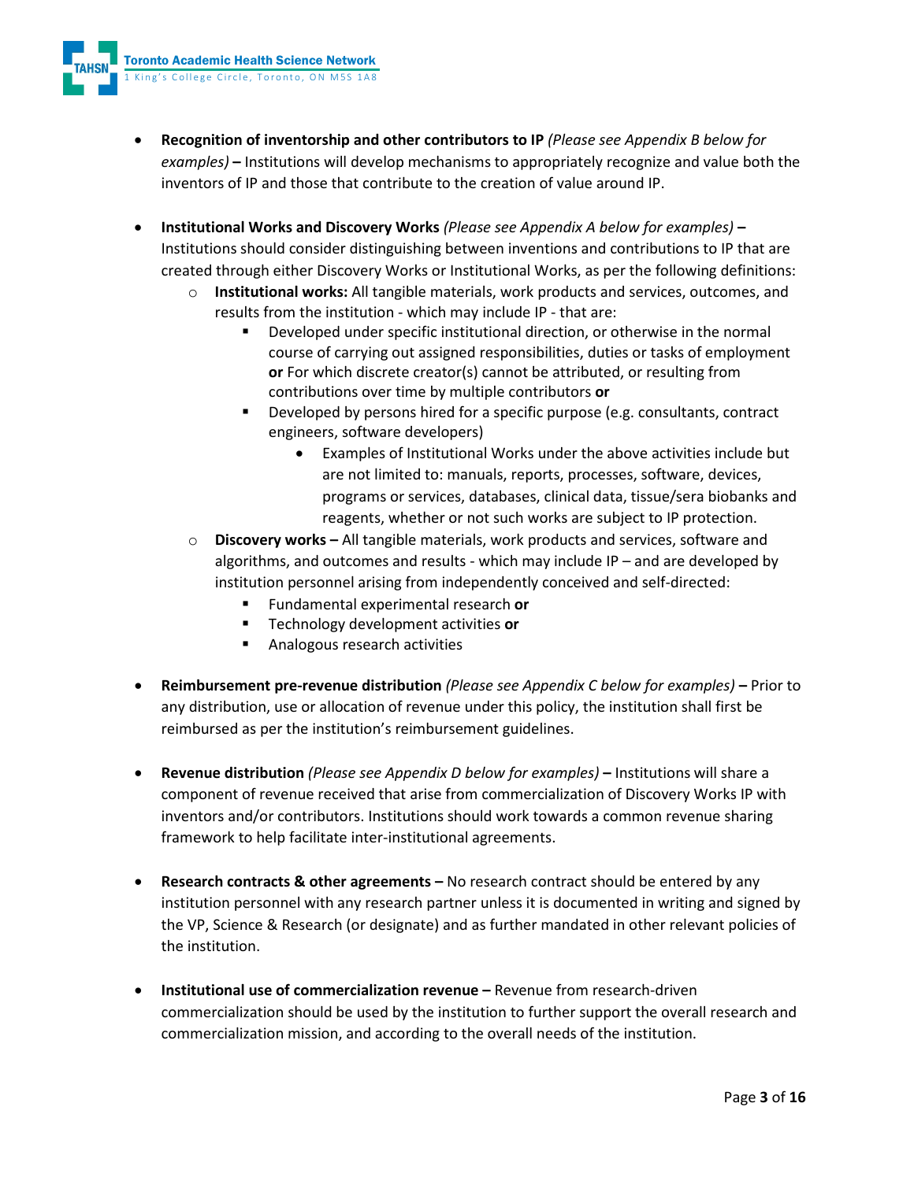- **Recognition of inventorship and other contributors to IP** *(Please see Appendix B below for examples)* **–** Institutions will develop mechanisms to appropriately recognize and value both the inventors of IP and those that contribute to the creation of value around IP.

- **Institutional Works and Discovery Works** *(Please see Appendix A below for examples)* **–** Institutions should consider distinguishing between inventions and contributions to IP that are created through either Discovery Works or Institutional Works, as per the following definitions:
  - **Institutional works:** All tangible materials, work products and services, outcomes, and results from the institution - which may include IP - that are:
    - Developed under specific institutional direction, or otherwise in the normal course of carrying out assigned responsibilities, duties or tasks of employment **or** For which discrete creator(s) cannot be attributed, or resulting from contributions over time by multiple contributors **or**
    - Developed by persons hired for a specific purpose (e.g. consultants, contract engineers, software developers)
      - Examples of Institutional Works under the above activities include but are not limited to: manuals, reports, processes, software, devices, programs or services, databases, clinical data, tissue/sera biobanks and reagents, whether or not such works are subject to IP protection.
  - **Discovery works –** All tangible materials, work products and services, software and algorithms, and outcomes and results - which may include IP – and are developed by institution personnel arising from independently conceived and self-directed:
    - Fundamental experimental research **or**
    - Technology development activities **or**
    - Analogous research activities

- **Reimbursement pre-revenue distribution** *(Please see Appendix C below for examples)* **–** Prior to any distribution, use or allocation of revenue under this policy, the institution shall first be reimbursed as per the institution's reimbursement guidelines.

- **Revenue distribution** *(Please see Appendix D below for examples)* **–** Institutions will share a component of revenue received that arise from commercialization of Discovery Works IP with inventors and/or contributors. Institutions should work towards a common revenue sharing framework to help facilitate inter-institutional agreements.

- **Research contracts & other agreements –** No research contract should be entered by any institution personnel with any research partner unless it is documented in writing and signed by the VP, Science & Research (or designate) and as further mandated in other relevant policies of the institution.

- **Institutional use of commercialization revenue –** Revenue from research-driven commercialization should be used by the institution to further support the overall research and commercialization mission, and according to the overall needs of the institution.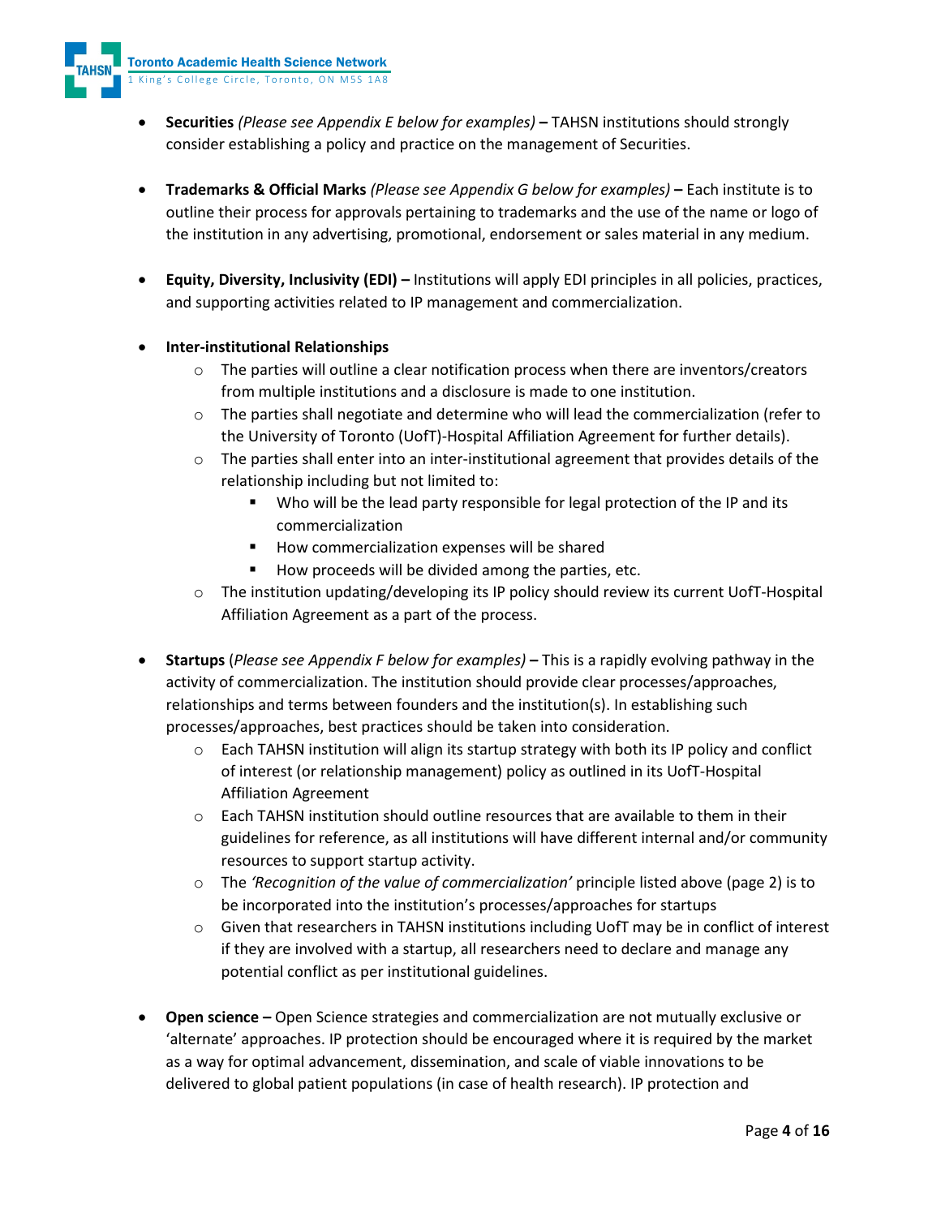- **Securities** *(Please see Appendix E below for examples)* **–** TAHSN institutions should strongly consider establishing a policy and practice on the management of Securities.

- **Trademarks & Official Marks** *(Please see Appendix G below for examples)* **–** Each institute is to outline their process for approvals pertaining to trademarks and the use of the name or logo of the institution in any advertising, promotional, endorsement or sales material in any medium.

- **Equity, Diversity, Inclusivity (EDI) –** Institutions will apply EDI principles in all policies, practices, and supporting activities related to IP management and commercialization.

- **Inter-institutional Relationships**
  - The parties will outline a clear notification process when there are inventors/creators from multiple institutions and a disclosure is made to one institution.
  - The parties shall negotiate and determine who will lead the commercialization (refer to the University of Toronto (UofT)-Hospital Affiliation Agreement for further details).
  - The parties shall enter into an inter-institutional agreement that provides details of the relationship including but not limited to:
    - Who will be the lead party responsible for legal protection of the IP and its commercialization
    - How commercialization expenses will be shared
    - How proceeds will be divided among the parties, etc.
  - The institution updating/developing its IP policy should review its current UofT-Hospital Affiliation Agreement as a part of the process.

- **Startups** (*Please see Appendix F below for examples)* **–** This is a rapidly evolving pathway in the activity of commercialization. The institution should provide clear processes/approaches, relationships and terms between founders and the institution(s). In establishing such processes/approaches, best practices should be taken into consideration.
  - Each TAHSN institution will align its startup strategy with both its IP policy and conflict of interest (or relationship management) policy as outlined in its UofT-Hospital Affiliation Agreement
  - Each TAHSN institution should outline resources that are available to them in their guidelines for reference, as all institutions will have different internal and/or community resources to support startup activity.
  - The *'Recognition of the value of commercialization'* principle listed above (page 2) is to be incorporated into the institution's processes/approaches for startups
  - Given that researchers in TAHSN institutions including UofT may be in conflict of interest if they are involved with a startup, all researchers need to declare and manage any potential conflict as per institutional guidelines.

- **Open science –** Open Science strategies and commercialization are not mutually exclusive or 'alternate' approaches. IP protection should be encouraged where it is required by the market as a way for optimal advancement, dissemination, and scale of viable innovations to be delivered to global patient populations (in case of health research). IP protection and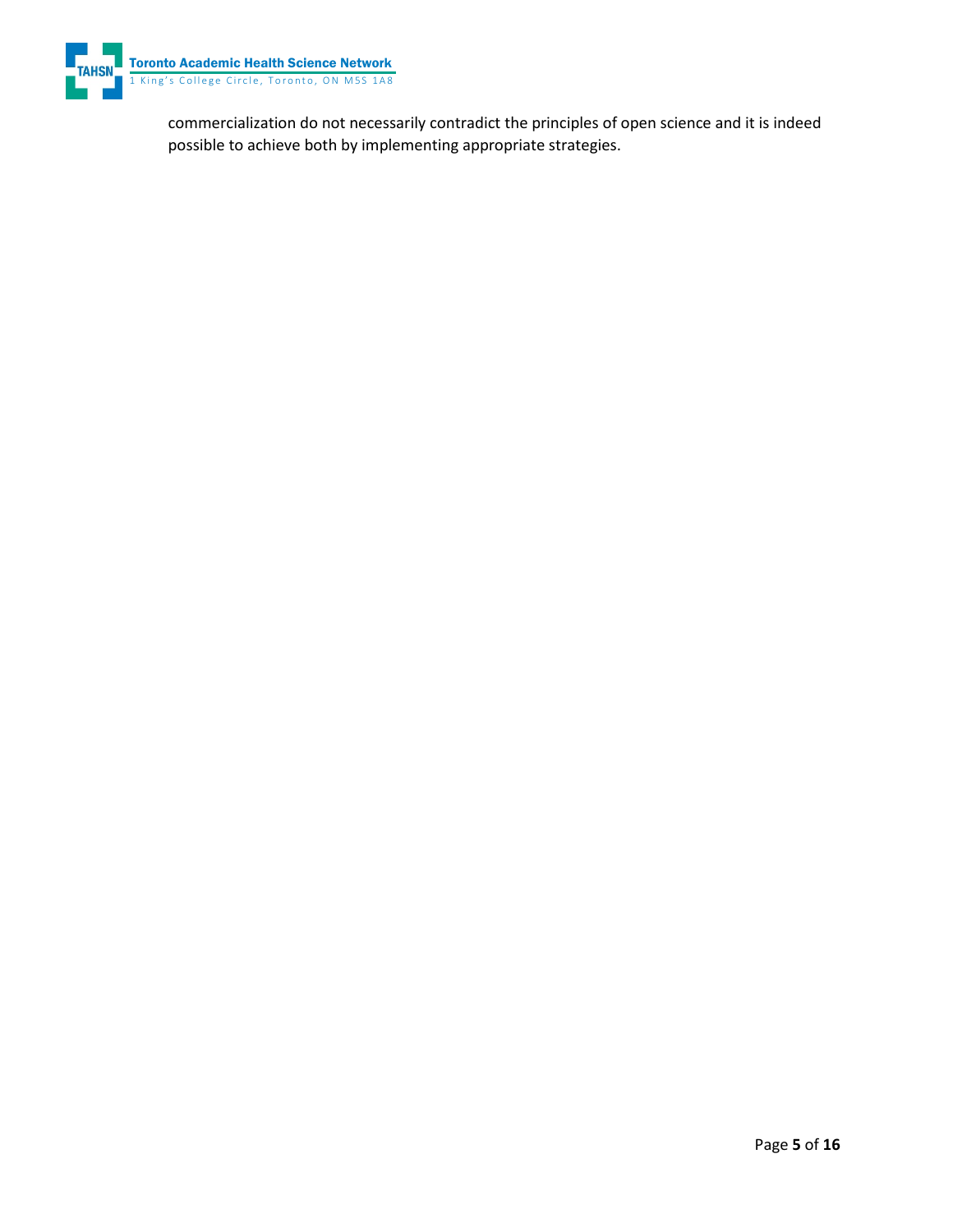commercialization do not necessarily contradict the principles of open science and it is indeed possible to achieve both by implementing appropriate strategies.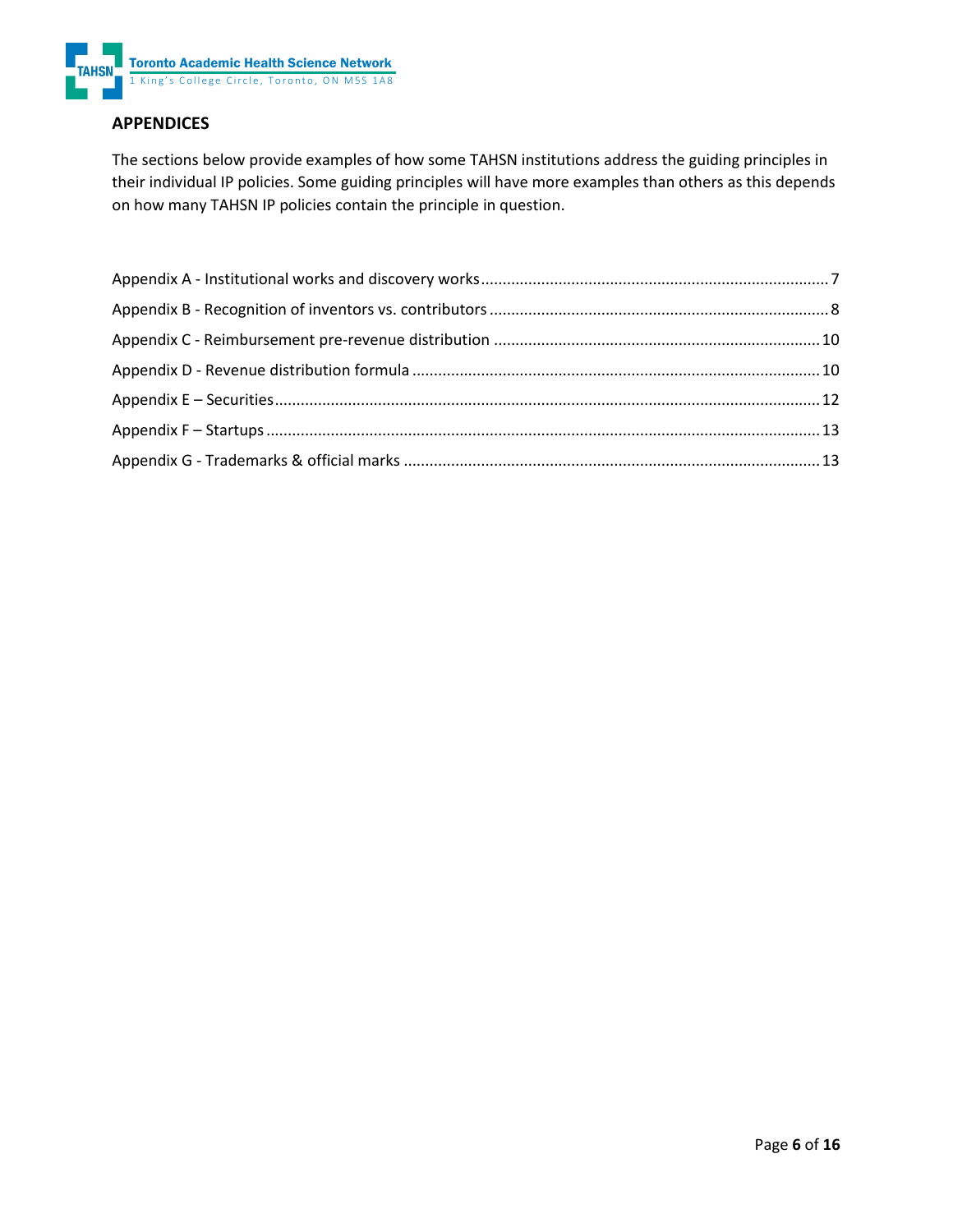## APPENDICES

The sections below provide examples of how some TAHSN institutions address the guiding principles in their individual IP policies. Some guiding principles will have more examples than others as this depends on how many TAHSN IP policies contain the principle in question.

Appendix A - Institutional works and discovery works ........................................................................ 7
Appendix B - Recognition of inventors vs. contributors ....................................................................... 8
Appendix C - Reimbursement pre-revenue distribution ..................................................................... 10
Appendix D - Revenue distribution formula ........................................................................................ 10
Appendix E – Securities ........................................................................................................................ 12
Appendix F – Startups .......................................................................................................................... 13
Appendix G - Trademarks & official marks .......................................................................................... 13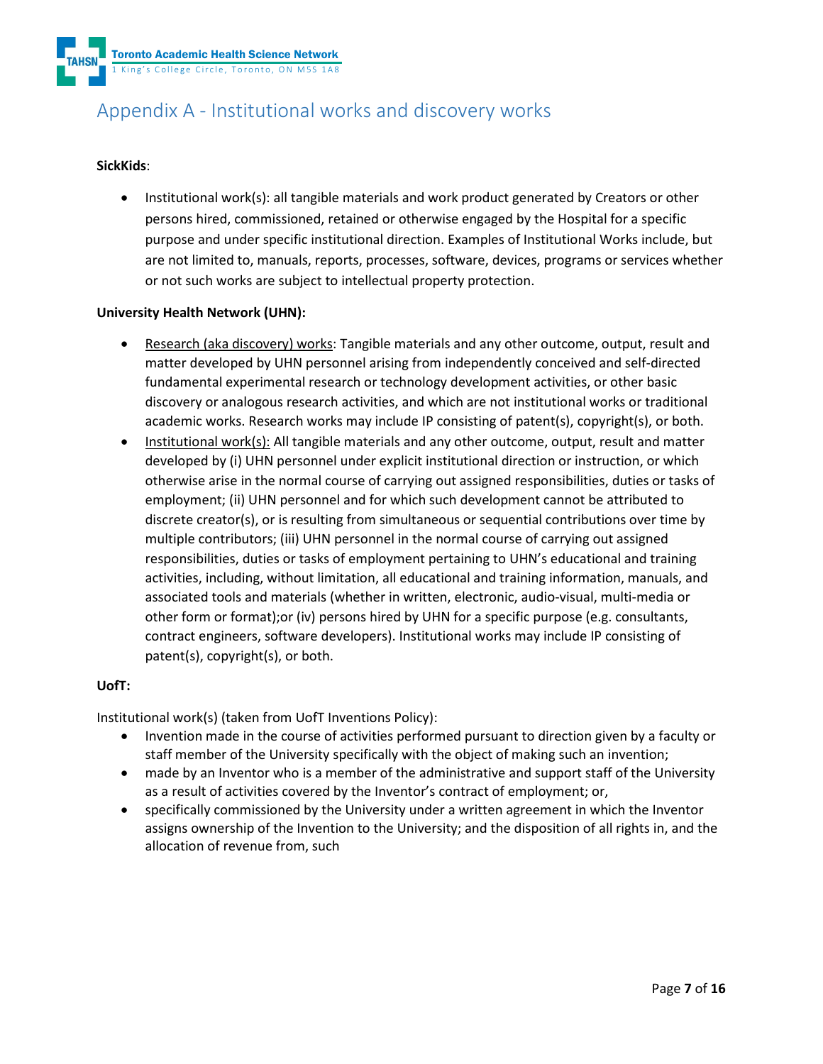# Appendix A - Institutional works and discovery works

**SickKids**:

- Institutional work(s): all tangible materials and work product generated by Creators or other persons hired, commissioned, retained or otherwise engaged by the Hospital for a specific purpose and under specific institutional direction. Examples of Institutional Works include, but are not limited to, manuals, reports, processes, software, devices, programs or services whether or not such works are subject to intellectual property protection.

**University Health Network (UHN):**

- Research (aka discovery) works: Tangible materials and any other outcome, output, result and matter developed by UHN personnel arising from independently conceived and self-directed fundamental experimental research or technology development activities, or other basic discovery or analogous research activities, and which are not institutional works or traditional academic works. Research works may include IP consisting of patent(s), copyright(s), or both.
- Institutional work(s): All tangible materials and any other outcome, output, result and matter developed by (i) UHN personnel under explicit institutional direction or instruction, or which otherwise arise in the normal course of carrying out assigned responsibilities, duties or tasks of employment; (ii) UHN personnel and for which such development cannot be attributed to discrete creator(s), or is resulting from simultaneous or sequential contributions over time by multiple contributors; (iii) UHN personnel in the normal course of carrying out assigned responsibilities, duties or tasks of employment pertaining to UHN's educational and training activities, including, without limitation, all educational and training information, manuals, and associated tools and materials (whether in written, electronic, audio-visual, multi-media or other form or format);or (iv) persons hired by UHN for a specific purpose (e.g. consultants, contract engineers, software developers). Institutional works may include IP consisting of patent(s), copyright(s), or both.

**UofT:**

Institutional work(s) (taken from UofT Inventions Policy):

- Invention made in the course of activities performed pursuant to direction given by a faculty or staff member of the University specifically with the object of making such an invention;
- made by an Inventor who is a member of the administrative and support staff of the University as a result of activities covered by the Inventor's contract of employment; or,
- specifically commissioned by the University under a written agreement in which the Inventor assigns ownership of the Invention to the University; and the disposition of all rights in, and the allocation of revenue from, such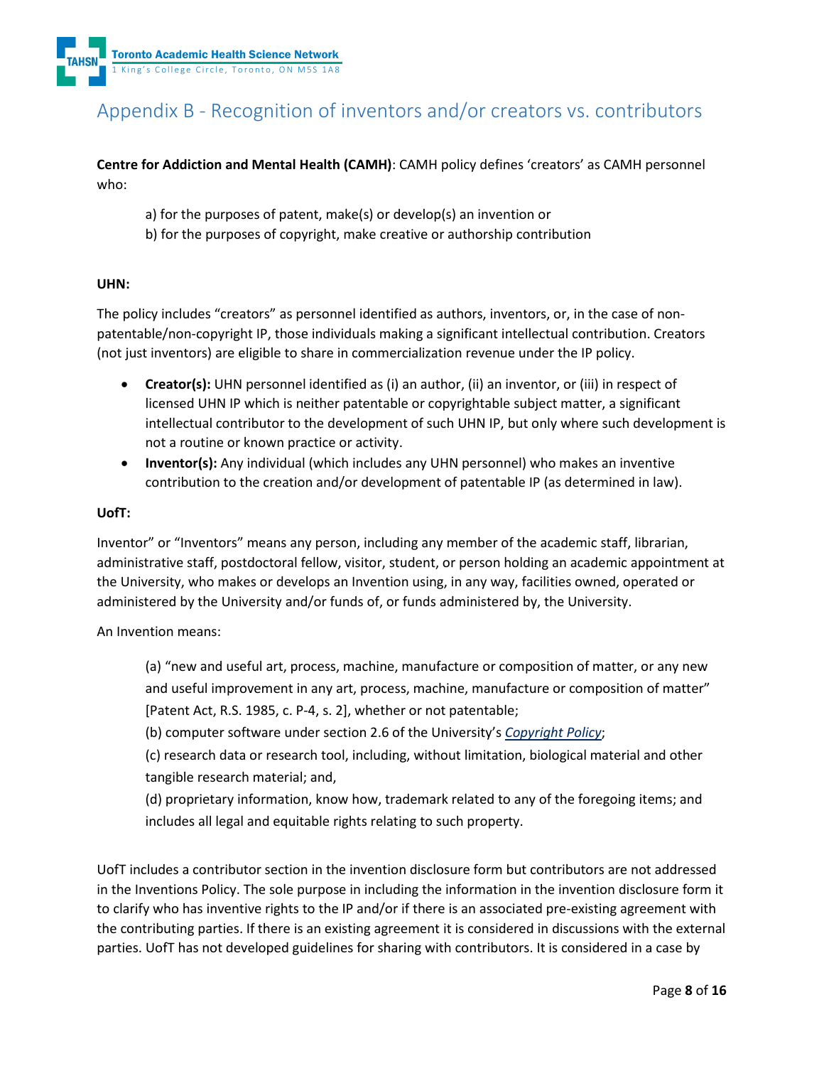## Appendix B - Recognition of inventors and/or creators vs. contributors

**Centre for Addiction and Mental Health (CAMH)**: CAMH policy defines 'creators' as CAMH personnel who:

a) for the purposes of patent, make(s) or develop(s) an invention or
b) for the purposes of copyright, make creative or authorship contribution

**UHN:**

The policy includes "creators" as personnel identified as authors, inventors, or, in the case of non-patentable/non-copyright IP, those individuals making a significant intellectual contribution. Creators (not just inventors) are eligible to share in commercialization revenue under the IP policy.

- **Creator(s):** UHN personnel identified as (i) an author, (ii) an inventor, or (iii) in respect of licensed UHN IP which is neither patentable or copyrightable subject matter, a significant intellectual contributor to the development of such UHN IP, but only where such development is not a routine or known practice or activity.
- **Inventor(s):** Any individual (which includes any UHN personnel) who makes an inventive contribution to the creation and/or development of patentable IP (as determined in law).

**UofT:**

Inventor" or "Inventors" means any person, including any member of the academic staff, librarian, administrative staff, postdoctoral fellow, visitor, student, or person holding an academic appointment at the University, who makes or develops an Invention using, in any way, facilities owned, operated or administered by the University and/or funds of, or funds administered by, the University.

An Invention means:

(a) "new and useful art, process, machine, manufacture or composition of matter, or any new and useful improvement in any art, process, machine, manufacture or composition of matter" [Patent Act, R.S. 1985, c. P-4, s. 2], whether or not patentable;

(b) computer software under section 2.6 of the University's *Copyright Policy*;

(c) research data or research tool, including, without limitation, biological material and other tangible research material; and,

(d) proprietary information, know how, trademark related to any of the foregoing items; and includes all legal and equitable rights relating to such property.

UofT includes a contributor section in the invention disclosure form but contributors are not addressed in the Inventions Policy. The sole purpose in including the information in the invention disclosure form it to clarify who has inventive rights to the IP and/or if there is an associated pre-existing agreement with the contributing parties. If there is an existing agreement it is considered in discussions with the external parties. UofT has not developed guidelines for sharing with contributors. It is considered in a case by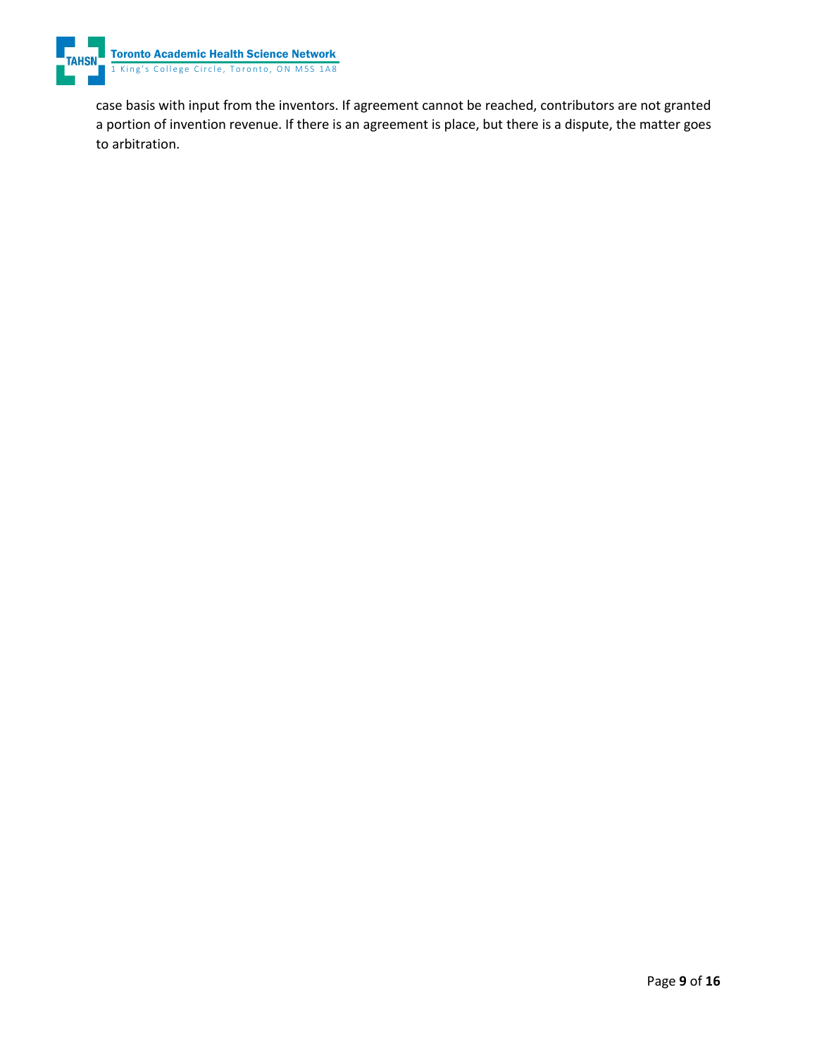case basis with input from the inventors. If agreement cannot be reached, contributors are not granted a portion of invention revenue. If there is an agreement is place, but there is a dispute, the matter goes to arbitration.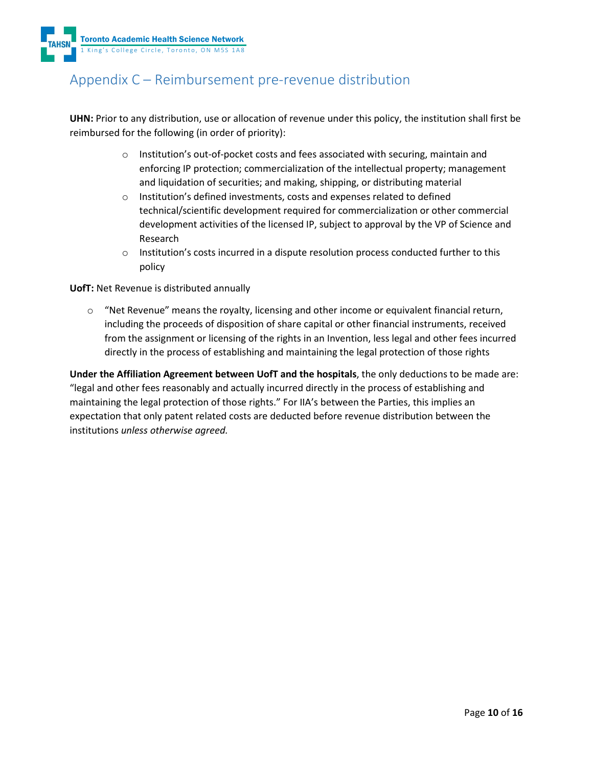## Appendix C – Reimbursement pre-revenue distribution

**UHN:** Prior to any distribution, use or allocation of revenue under this policy, the institution shall first be reimbursed for the following (in order of priority):

- Institution's out-of-pocket costs and fees associated with securing, maintain and enforcing IP protection; commercialization of the intellectual property; management and liquidation of securities; and making, shipping, or distributing material
- Institution's defined investments, costs and expenses related to defined technical/scientific development required for commercialization or other commercial development activities of the licensed IP, subject to approval by the VP of Science and Research
- Institution's costs incurred in a dispute resolution process conducted further to this policy

**UofT:** Net Revenue is distributed annually

- "Net Revenue" means the royalty, licensing and other income or equivalent financial return, including the proceeds of disposition of share capital or other financial instruments, received from the assignment or licensing of the rights in an Invention, less legal and other fees incurred directly in the process of establishing and maintaining the legal protection of those rights

**Under the Affiliation Agreement between UofT and the hospitals**, the only deductions to be made are: "legal and other fees reasonably and actually incurred directly in the process of establishing and maintaining the legal protection of those rights." For IIA's between the Parties, this implies an expectation that only patent related costs are deducted before revenue distribution between the institutions *unless otherwise agreed.*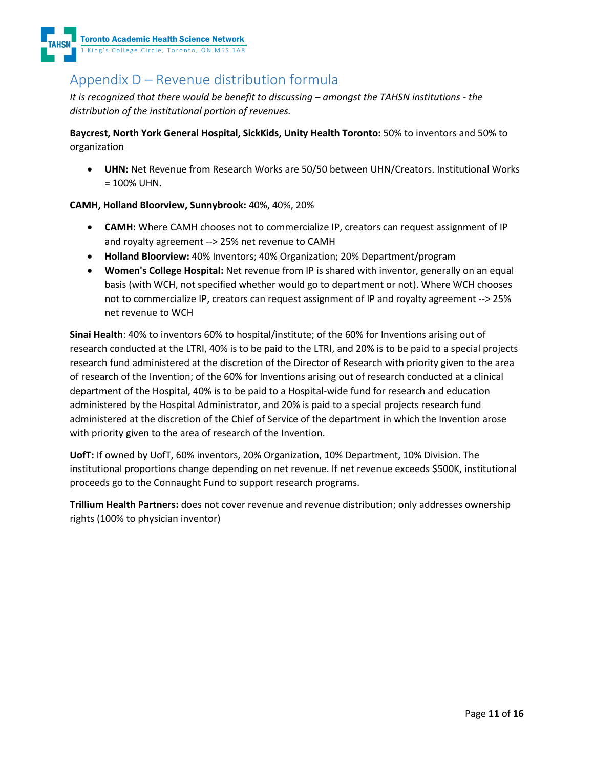## Appendix D – Revenue distribution formula

*It is recognized that there would be benefit to discussing – amongst the TAHSN institutions - the distribution of the institutional portion of revenues.*

**Baycrest, North York General Hospital, SickKids, Unity Health Toronto:** 50% to inventors and 50% to organization

- **UHN:** Net Revenue from Research Works are 50/50 between UHN/Creators. Institutional Works = 100% UHN.

**CAMH, Holland Bloorview, Sunnybrook:** 40%, 40%, 20%

- **CAMH:** Where CAMH chooses not to commercialize IP, creators can request assignment of IP and royalty agreement --> 25% net revenue to CAMH
- **Holland Bloorview:** 40% Inventors; 40% Organization; 20% Department/program
- **Women's College Hospital:** Net revenue from IP is shared with inventor, generally on an equal basis (with WCH, not specified whether would go to department or not). Where WCH chooses not to commercialize IP, creators can request assignment of IP and royalty agreement --> 25% net revenue to WCH

**Sinai Health**: 40% to inventors 60% to hospital/institute; of the 60% for Inventions arising out of research conducted at the LTRI, 40% is to be paid to the LTRI, and 20% is to be paid to a special projects research fund administered at the discretion of the Director of Research with priority given to the area of research of the Invention; of the 60% for Inventions arising out of research conducted at a clinical department of the Hospital, 40% is to be paid to a Hospital-wide fund for research and education administered by the Hospital Administrator, and 20% is paid to a special projects research fund administered at the discretion of the Chief of Service of the department in which the Invention arose with priority given to the area of research of the Invention.

**UofT:** If owned by UofT, 60% inventors, 20% Organization, 10% Department, 10% Division. The institutional proportions change depending on net revenue. If net revenue exceeds $500K, institutional proceeds go to the Connaught Fund to support research programs.

**Trillium Health Partners:** does not cover revenue and revenue distribution; only addresses ownership rights (100% to physician inventor)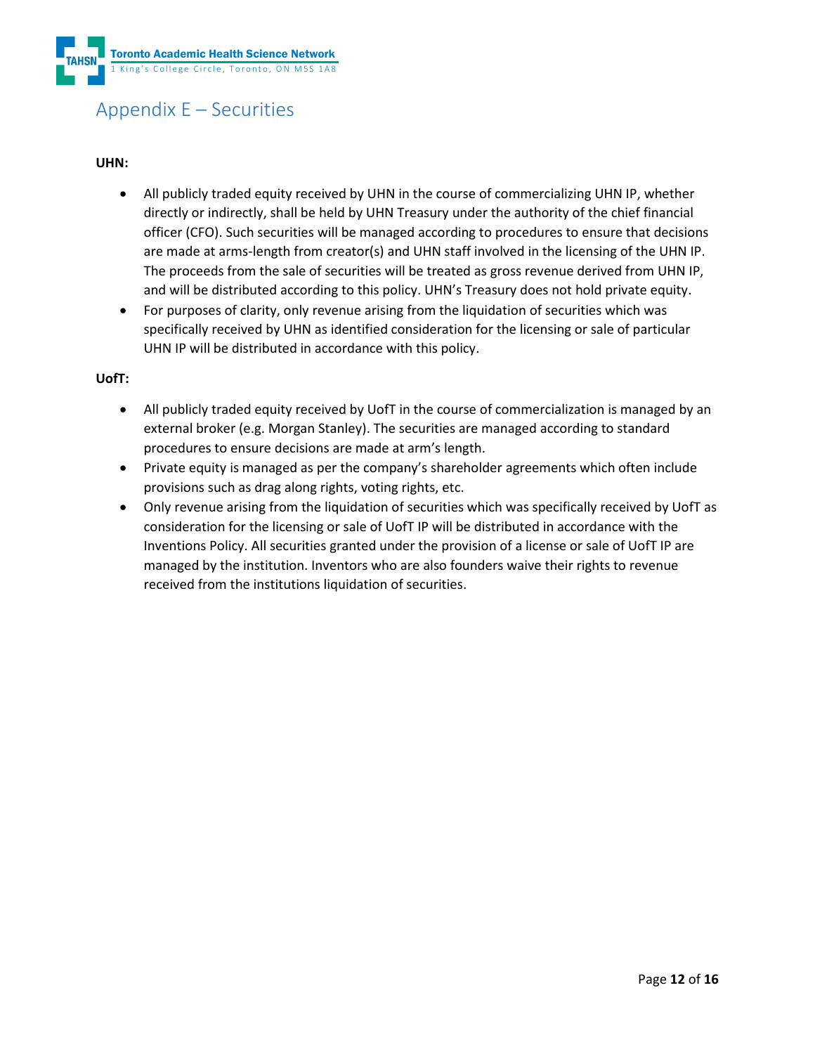## Appendix E – Securities

**UHN:**

- All publicly traded equity received by UHN in the course of commercializing UHN IP, whether directly or indirectly, shall be held by UHN Treasury under the authority of the chief financial officer (CFO). Such securities will be managed according to procedures to ensure that decisions are made at arms-length from creator(s) and UHN staff involved in the licensing of the UHN IP. The proceeds from the sale of securities will be treated as gross revenue derived from UHN IP, and will be distributed according to this policy. UHN's Treasury does not hold private equity.
- For purposes of clarity, only revenue arising from the liquidation of securities which was specifically received by UHN as identified consideration for the licensing or sale of particular UHN IP will be distributed in accordance with this policy.

**UofT:**

- All publicly traded equity received by UofT in the course of commercialization is managed by an external broker (e.g. Morgan Stanley). The securities are managed according to standard procedures to ensure decisions are made at arm's length.
- Private equity is managed as per the company's shareholder agreements which often include provisions such as drag along rights, voting rights, etc.
- Only revenue arising from the liquidation of securities which was specifically received by UofT as consideration for the licensing or sale of UofT IP will be distributed in accordance with the Inventions Policy. All securities granted under the provision of a license or sale of UofT IP are managed by the institution. Inventors who are also founders waive their rights to revenue received from the institutions liquidation of securities.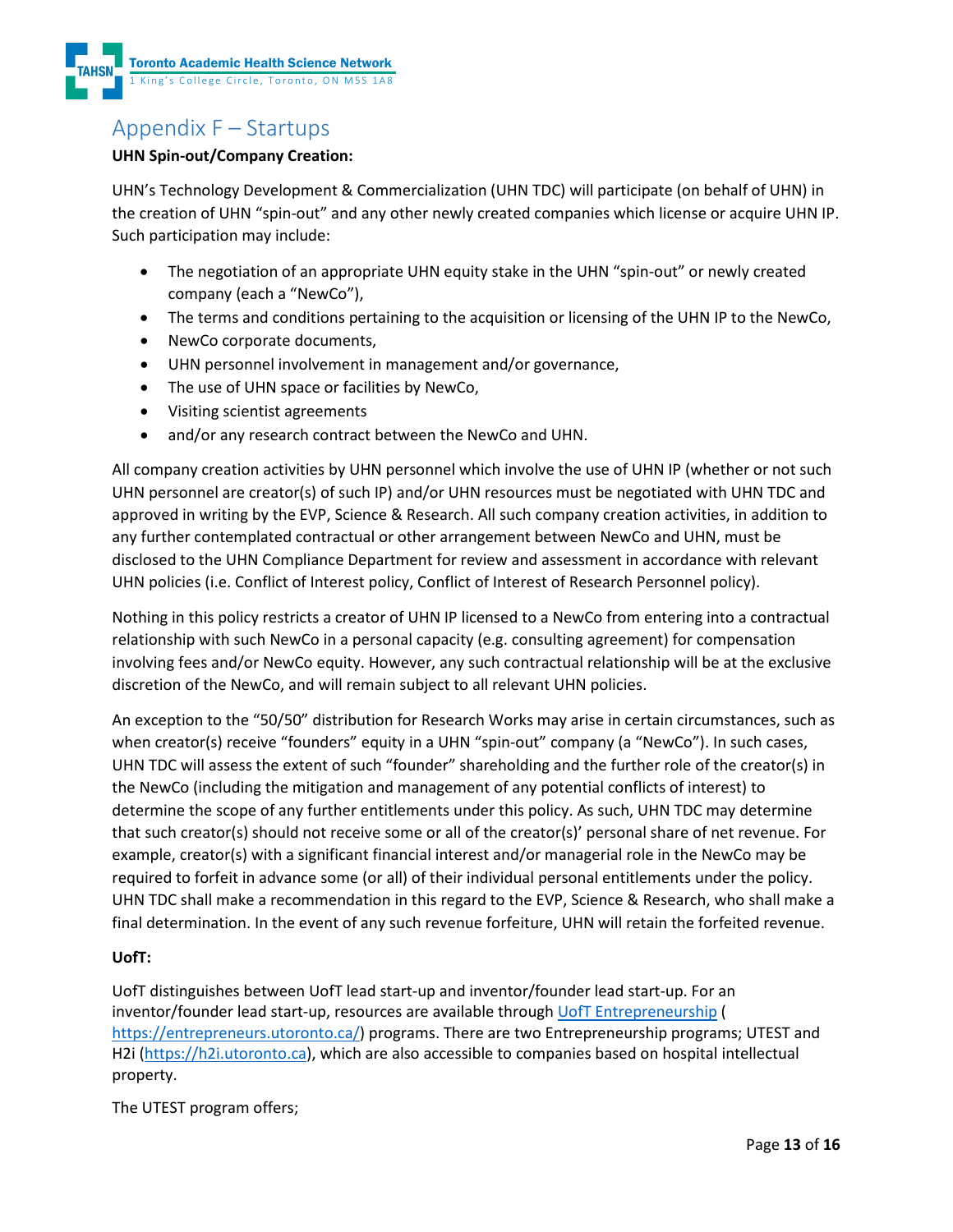## Appendix F – Startups

**UHN Spin-out/Company Creation:**

UHN's Technology Development & Commercialization (UHN TDC) will participate (on behalf of UHN) in the creation of UHN "spin-out" and any other newly created companies which license or acquire UHN IP. Such participation may include:

- The negotiation of an appropriate UHN equity stake in the UHN "spin-out" or newly created company (each a "NewCo"),
- The terms and conditions pertaining to the acquisition or licensing of the UHN IP to the NewCo,
- NewCo corporate documents,
- UHN personnel involvement in management and/or governance,
- The use of UHN space or facilities by NewCo,
- Visiting scientist agreements
- and/or any research contract between the NewCo and UHN.

All company creation activities by UHN personnel which involve the use of UHN IP (whether or not such UHN personnel are creator(s) of such IP) and/or UHN resources must be negotiated with UHN TDC and approved in writing by the EVP, Science & Research. All such company creation activities, in addition to any further contemplated contractual or other arrangement between NewCo and UHN, must be disclosed to the UHN Compliance Department for review and assessment in accordance with relevant UHN policies (i.e. Conflict of Interest policy, Conflict of Interest of Research Personnel policy).

Nothing in this policy restricts a creator of UHN IP licensed to a NewCo from entering into a contractual relationship with such NewCo in a personal capacity (e.g. consulting agreement) for compensation involving fees and/or NewCo equity. However, any such contractual relationship will be at the exclusive discretion of the NewCo, and will remain subject to all relevant UHN policies.

An exception to the "50/50" distribution for Research Works may arise in certain circumstances, such as when creator(s) receive "founders" equity in a UHN "spin-out" company (a "NewCo"). In such cases, UHN TDC will assess the extent of such "founder" shareholding and the further role of the creator(s) in the NewCo (including the mitigation and management of any potential conflicts of interest) to determine the scope of any further entitlements under this policy. As such, UHN TDC may determine that such creator(s) should not receive some or all of the creator(s)' personal share of net revenue. For example, creator(s) with a significant financial interest and/or managerial role in the NewCo may be required to forfeit in advance some (or all) of their individual personal entitlements under the policy. UHN TDC shall make a recommendation in this regard to the EVP, Science & Research, who shall make a final determination. In the event of any such revenue forfeiture, UHN will retain the forfeited revenue.

**UofT:**

UofT distinguishes between UofT lead start-up and inventor/founder lead start-up. For an inventor/founder lead start-up, resources are available through [UofT Entrepreneurship](https://entrepreneurs.utoronto.ca/) ( [https://entrepreneurs.utoronto.ca/](https://entrepreneurs.utoronto.ca/)) programs. There are two Entrepreneurship programs; UTEST and H2i ([https://h2i.utoronto.ca](https://h2i.utoronto.ca)), which are also accessible to companies based on hospital intellectual property.

The UTEST program offers;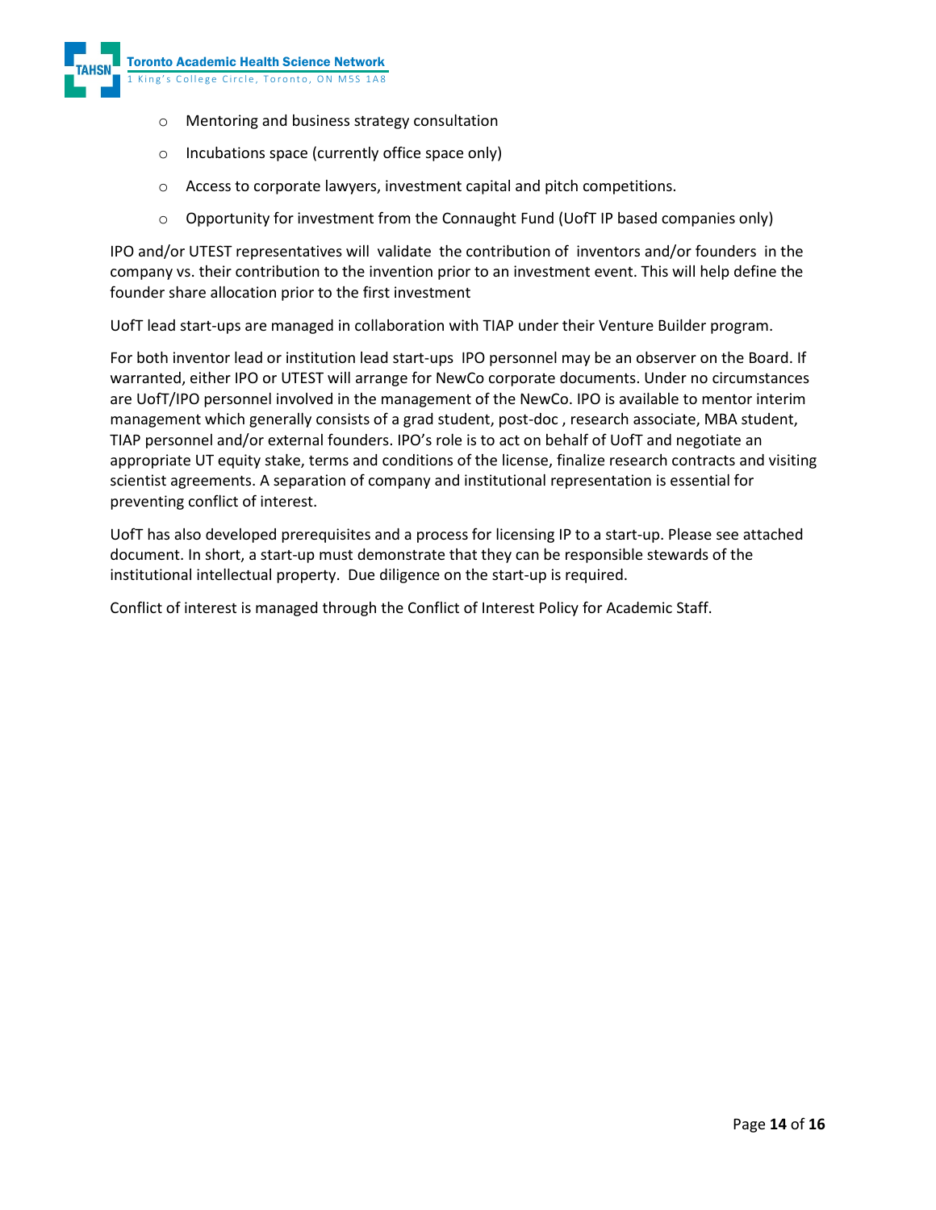- Mentoring and business strategy consultation
- Incubations space (currently office space only)
- Access to corporate lawyers, investment capital and pitch competitions.
- Opportunity for investment from the Connaught Fund (UofT IP based companies only)

IPO and/or UTEST representatives will validate the contribution of inventors and/or founders in the company vs. their contribution to the invention prior to an investment event. This will help define the founder share allocation prior to the first investment

UofT lead start-ups are managed in collaboration with TIAP under their Venture Builder program.

For both inventor lead or institution lead start-ups IPO personnel may be an observer on the Board. If warranted, either IPO or UTEST will arrange for NewCo corporate documents. Under no circumstances are UofT/IPO personnel involved in the management of the NewCo. IPO is available to mentor interim management which generally consists of a grad student, post-doc , research associate, MBA student, TIAP personnel and/or external founders. IPO's role is to act on behalf of UofT and negotiate an appropriate UT equity stake, terms and conditions of the license, finalize research contracts and visiting scientist agreements. A separation of company and institutional representation is essential for preventing conflict of interest.

UofT has also developed prerequisites and a process for licensing IP to a start-up. Please see attached document. In short, a start-up must demonstrate that they can be responsible stewards of the institutional intellectual property. Due diligence on the start-up is required.

Conflict of interest is managed through the Conflict of Interest Policy for Academic Staff.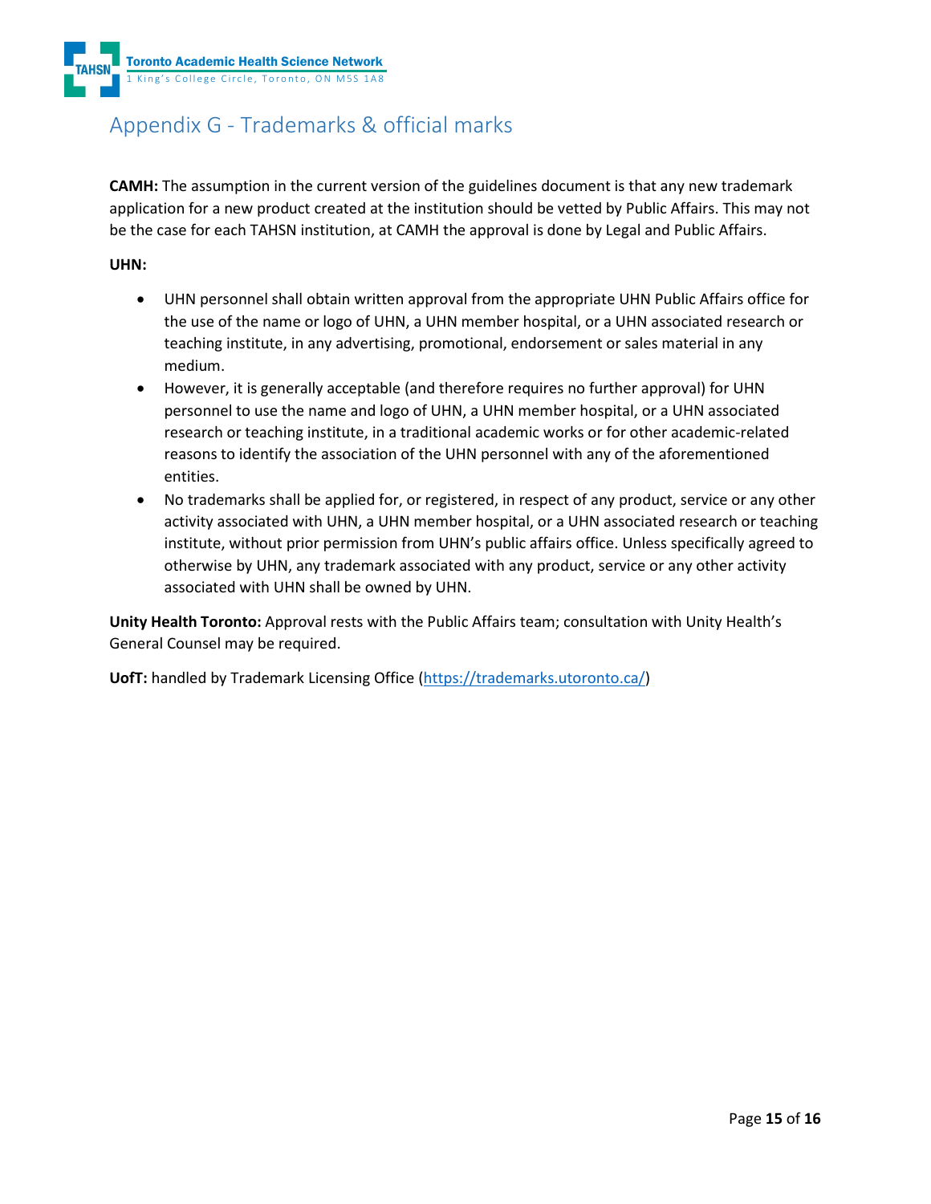# Appendix G - Trademarks & official marks

**CAMH:** The assumption in the current version of the guidelines document is that any new trademark application for a new product created at the institution should be vetted by Public Affairs. This may not be the case for each TAHSN institution, at CAMH the approval is done by Legal and Public Affairs.

**UHN:**

- UHN personnel shall obtain written approval from the appropriate UHN Public Affairs office for the use of the name or logo of UHN, a UHN member hospital, or a UHN associated research or teaching institute, in any advertising, promotional, endorsement or sales material in any medium.
- However, it is generally acceptable (and therefore requires no further approval) for UHN personnel to use the name and logo of UHN, a UHN member hospital, or a UHN associated research or teaching institute, in a traditional academic works or for other academic-related reasons to identify the association of the UHN personnel with any of the aforementioned entities.
- No trademarks shall be applied for, or registered, in respect of any product, service or any other activity associated with UHN, a UHN member hospital, or a UHN associated research or teaching institute, without prior permission from UHN's public affairs office. Unless specifically agreed to otherwise by UHN, any trademark associated with any product, service or any other activity associated with UHN shall be owned by UHN.

**Unity Health Toronto:** Approval rests with the Public Affairs team; consultation with Unity Health's General Counsel may be required.

**UofT:** handled by Trademark Licensing Office (https://trademarks.utoronto.ca/)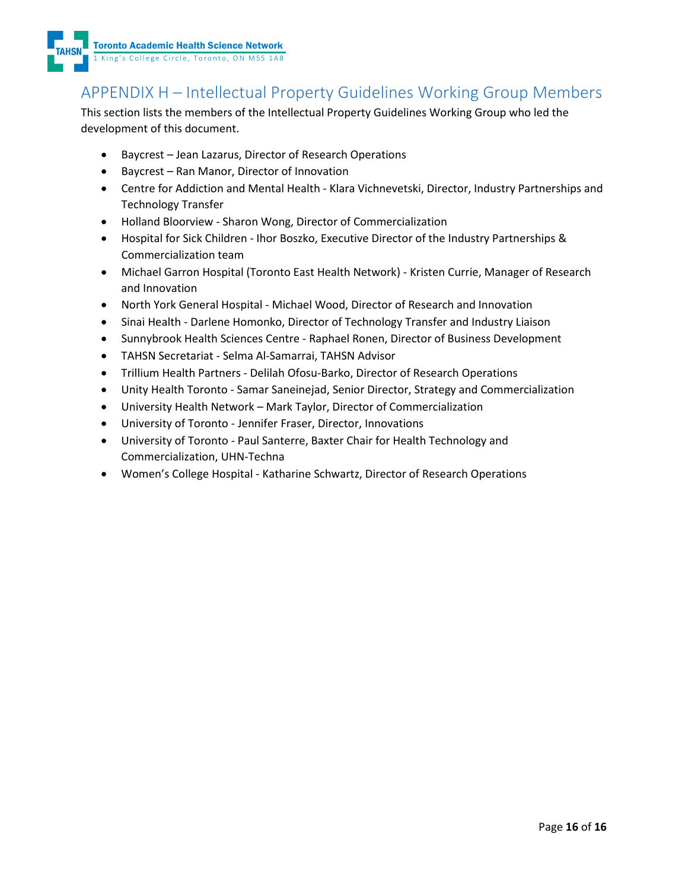## APPENDIX H – Intellectual Property Guidelines Working Group Members

This section lists the members of the Intellectual Property Guidelines Working Group who led the development of this document.

- Baycrest – Jean Lazarus, Director of Research Operations
- Baycrest – Ran Manor, Director of Innovation
- Centre for Addiction and Mental Health - Klara Vichnevetski, Director, Industry Partnerships and Technology Transfer
- Holland Bloorview - Sharon Wong, Director of Commercialization
- Hospital for Sick Children - Ihor Boszko, Executive Director of the Industry Partnerships & Commercialization team
- Michael Garron Hospital (Toronto East Health Network) - Kristen Currie, Manager of Research and Innovation
- North York General Hospital - Michael Wood, Director of Research and Innovation
- Sinai Health - Darlene Homonko, Director of Technology Transfer and Industry Liaison
- Sunnybrook Health Sciences Centre - Raphael Ronen, Director of Business Development
- TAHSN Secretariat - Selma Al-Samarrai, TAHSN Advisor
- Trillium Health Partners - Delilah Ofosu-Barko, Director of Research Operations
- Unity Health Toronto - Samar Saneinejad, Senior Director, Strategy and Commercialization
- University Health Network – Mark Taylor, Director of Commercialization
- University of Toronto - Jennifer Fraser, Director, Innovations
- University of Toronto - Paul Santerre, Baxter Chair for Health Technology and Commercialization, UHN-Techna
- Women's College Hospital - Katharine Schwartz, Director of Research Operations